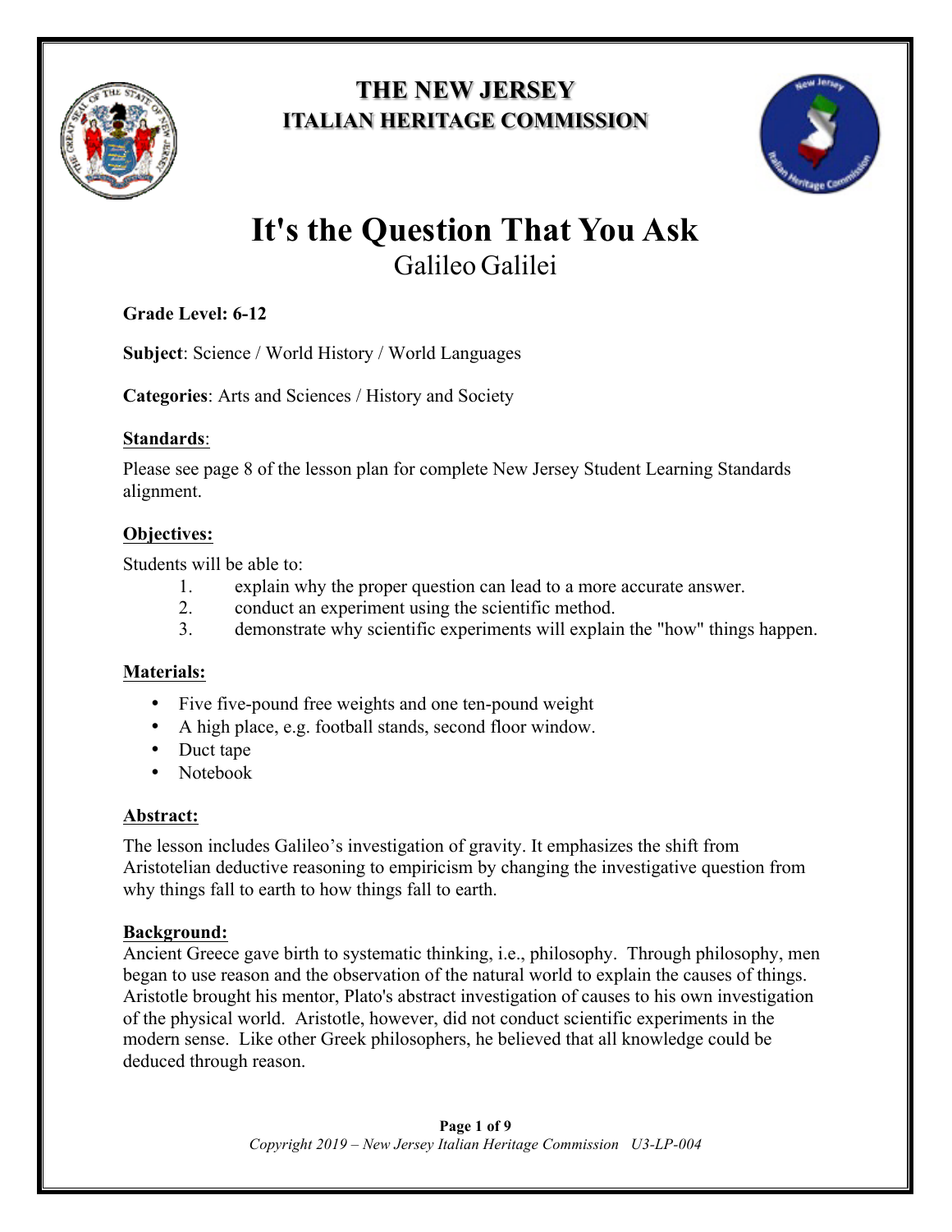# THE NEW JERSEY ITALIAN HERITAGE COMMISSION

# It's the Question That You Ask

## Galileo Galilei

**Grade Level: 6-12**

**Subject**: Science / World History / World Languages

**Categories**: Arts and Sciences / History and Society

**Standards**:

Please see page 8 of the lesson plan for complete New Jersey Student Learning Standards alignment.

**Objectives:**

Students will be able to:

1. explain why the proper question can lead to a more accurate answer.
2. conduct an experiment using the scientific method.
3. demonstrate why scientific experiments will explain the "how" things happen.

**Materials:**

- Five five-pound free weights and one ten-pound weight
- A high place, e.g. football stands, second floor window.
- Duct tape
- Notebook

**Abstract:**

The lesson includes Galileo's investigation of gravity. It emphasizes the shift from Aristotelian deductive reasoning to empiricism by changing the investigative question from why things fall to earth to how things fall to earth.

**Background:**

Ancient Greece gave birth to systematic thinking, i.e., philosophy. Through philosophy, men began to use reason and the observation of the natural world to explain the causes of things. Aristotle brought his mentor, Plato's abstract investigation of causes to his own investigation of the physical world. Aristotle, however, did not conduct scientific experiments in the modern sense. Like other Greek philosophers, he believed that all knowledge could be deduced through reason.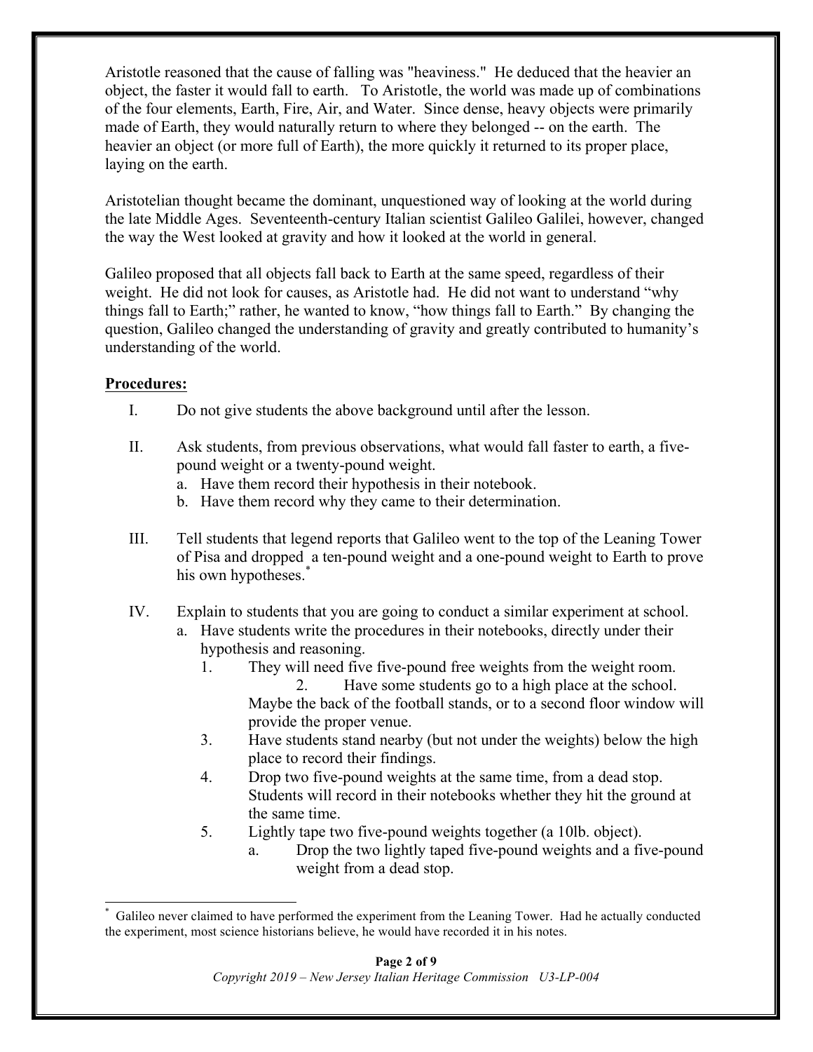Aristotle reasoned that the cause of falling was "heaviness." He deduced that the heavier an object, the faster it would fall to earth. To Aristotle, the world was made up of combinations of the four elements, Earth, Fire, Air, and Water. Since dense, heavy objects were primarily made of Earth, they would naturally return to where they belonged -- on the earth. The heavier an object (or more full of Earth), the more quickly it returned to its proper place, laying on the earth.

Aristotelian thought became the dominant, unquestioned way of looking at the world during the late Middle Ages. Seventeenth-century Italian scientist Galileo Galilei, however, changed the way the West looked at gravity and how it looked at the world in general.

Galileo proposed that all objects fall back to Earth at the same speed, regardless of their weight. He did not look for causes, as Aristotle had. He did not want to understand "why things fall to Earth;" rather, he wanted to know, "how things fall to Earth." By changing the question, Galileo changed the understanding of gravity and greatly contributed to humanity's understanding of the world.

**Procedures:**

I. Do not give students the above background until after the lesson.

II. Ask students, from previous observations, what would fall faster to earth, a five-pound weight or a twenty-pound weight.
   a. Have them record their hypothesis in their notebook.
   b. Have them record why they came to their determination.

III. Tell students that legend reports that Galileo went to the top of the Leaning Tower of Pisa and dropped a ten-pound weight and a one-pound weight to Earth to prove his own hypotheses.*

IV. Explain to students that you are going to conduct a similar experiment at school.
   a. Have students write the procedures in their notebooks, directly under their hypothesis and reasoning.
      1. They will need five five-pound free weights from the weight room.
      2. Have some students go to a high place at the school. Maybe the back of the football stands, or to a second floor window will provide the proper venue.
      3. Have students stand nearby (but not under the weights) below the high place to record their findings.
      4. Drop two five-pound weights at the same time, from a dead stop. Students will record in their notebooks whether they hit the ground at the same time.
      5. Lightly tape two five-pound weights together (a 10lb. object).
         a. Drop the two lightly taped five-pound weights and a five-pound weight from a dead stop.

---

\* Galileo never claimed to have performed the experiment from the Leaning Tower. Had he actually conducted the experiment, most science historians believe, he would have recorded it in his notes.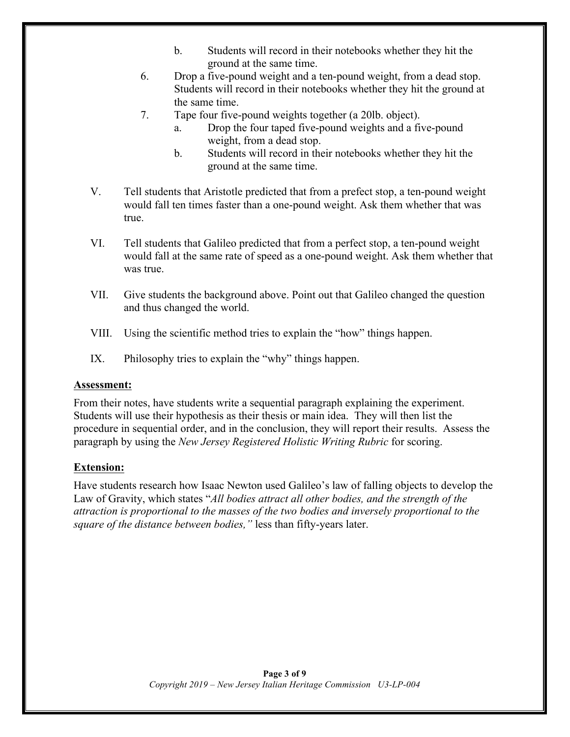b. Students will record in their notebooks whether they hit the ground at the same time.

6. Drop a five-pound weight and a ten-pound weight, from a dead stop. Students will record in their notebooks whether they hit the ground at the same time.
7. Tape four five-pound weights together (a 20lb. object).
   a. Drop the four taped five-pound weights and a five-pound weight, from a dead stop.
   b. Students will record in their notebooks whether they hit the ground at the same time.

V. Tell students that Aristotle predicted that from a prefect stop, a ten-pound weight would fall ten times faster than a one-pound weight. Ask them whether that was true.

VI. Tell students that Galileo predicted that from a perfect stop, a ten-pound weight would fall at the same rate of speed as a one-pound weight. Ask them whether that was true.

VII. Give students the background above. Point out that Galileo changed the question and thus changed the world.

VIII. Using the scientific method tries to explain the "how" things happen.

IX. Philosophy tries to explain the "why" things happen.

**Assessment:**

From their notes, have students write a sequential paragraph explaining the experiment. Students will use their hypothesis as their thesis or main idea. They will then list the procedure in sequential order, and in the conclusion, they will report their results. Assess the paragraph by using the *New Jersey Registered Holistic Writing Rubric* for scoring.

**Extension:**

Have students research how Isaac Newton used Galileo's law of falling objects to develop the Law of Gravity, which states "*All bodies attract all other bodies, and the strength of the attraction is proportional to the masses of the two bodies and inversely proportional to the square of the distance between bodies,"* less than fifty-years later.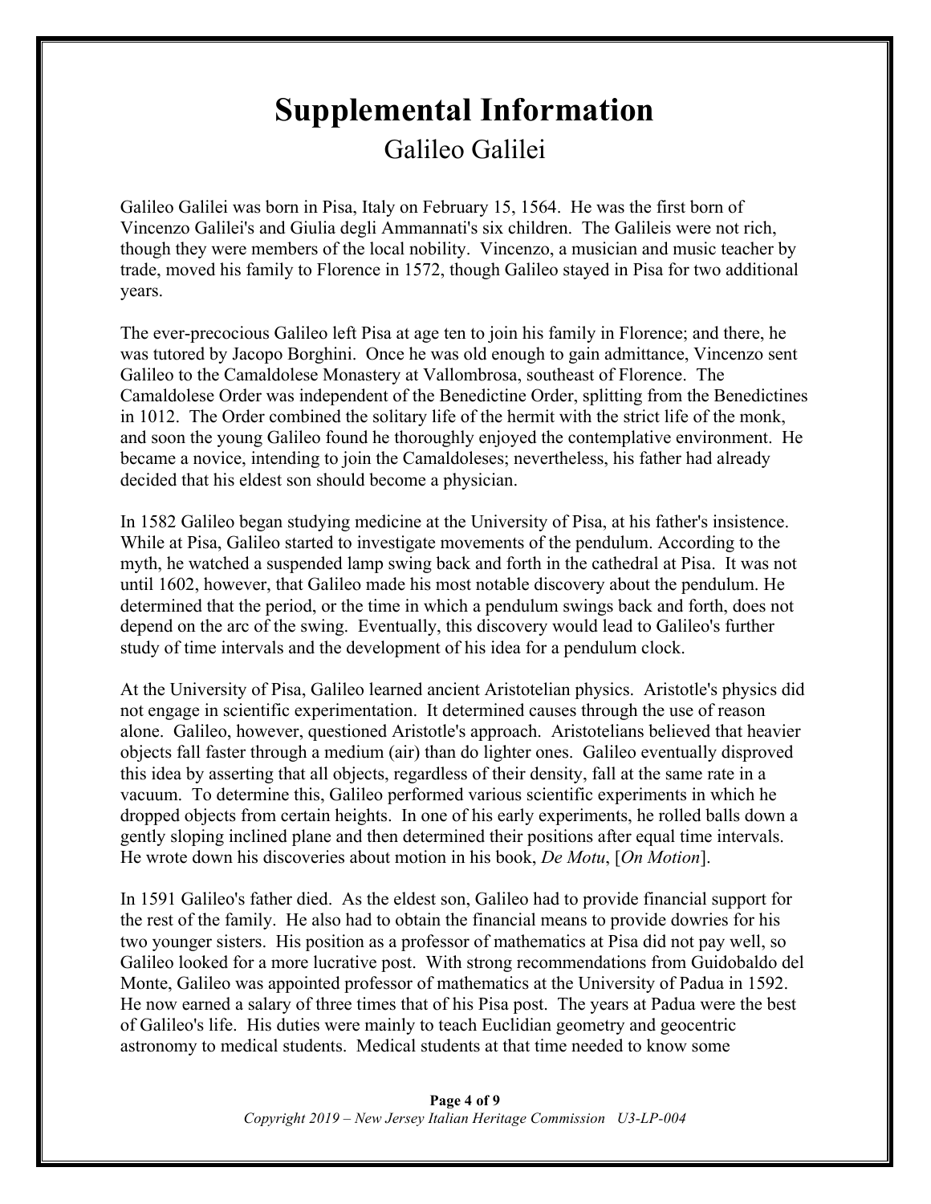# Supplemental Information

## Galileo Galilei

Galileo Galilei was born in Pisa, Italy on February 15, 1564. He was the first born of Vincenzo Galilei's and Giulia degli Ammannati's six children. The Galileis were not rich, though they were members of the local nobility. Vincenzo, a musician and music teacher by trade, moved his family to Florence in 1572, though Galileo stayed in Pisa for two additional years.

The ever-precocious Galileo left Pisa at age ten to join his family in Florence; and there, he was tutored by Jacopo Borghini. Once he was old enough to gain admittance, Vincenzo sent Galileo to the Camaldolese Monastery at Vallombrosa, southeast of Florence. The Camaldolese Order was independent of the Benedictine Order, splitting from the Benedictines in 1012. The Order combined the solitary life of the hermit with the strict life of the monk, and soon the young Galileo found he thoroughly enjoyed the contemplative environment. He became a novice, intending to join the Camaldoleses; nevertheless, his father had already decided that his eldest son should become a physician.

In 1582 Galileo began studying medicine at the University of Pisa, at his father's insistence. While at Pisa, Galileo started to investigate movements of the pendulum. According to the myth, he watched a suspended lamp swing back and forth in the cathedral at Pisa. It was not until 1602, however, that Galileo made his most notable discovery about the pendulum. He determined that the period, or the time in which a pendulum swings back and forth, does not depend on the arc of the swing. Eventually, this discovery would lead to Galileo's further study of time intervals and the development of his idea for a pendulum clock.

At the University of Pisa, Galileo learned ancient Aristotelian physics. Aristotle's physics did not engage in scientific experimentation. It determined causes through the use of reason alone. Galileo, however, questioned Aristotle's approach. Aristotelians believed that heavier objects fall faster through a medium (air) than do lighter ones. Galileo eventually disproved this idea by asserting that all objects, regardless of their density, fall at the same rate in a vacuum. To determine this, Galileo performed various scientific experiments in which he dropped objects from certain heights. In one of his early experiments, he rolled balls down a gently sloping inclined plane and then determined their positions after equal time intervals. He wrote down his discoveries about motion in his book, *De Motu*, [*On Motion*].

In 1591 Galileo's father died. As the eldest son, Galileo had to provide financial support for the rest of the family. He also had to obtain the financial means to provide dowries for his two younger sisters. His position as a professor of mathematics at Pisa did not pay well, so Galileo looked for a more lucrative post. With strong recommendations from Guidobaldo del Monte, Galileo was appointed professor of mathematics at the University of Padua in 1592. He now earned a salary of three times that of his Pisa post. The years at Padua were the best of Galileo's life. His duties were mainly to teach Euclidian geometry and geocentric astronomy to medical students. Medical students at that time needed to know some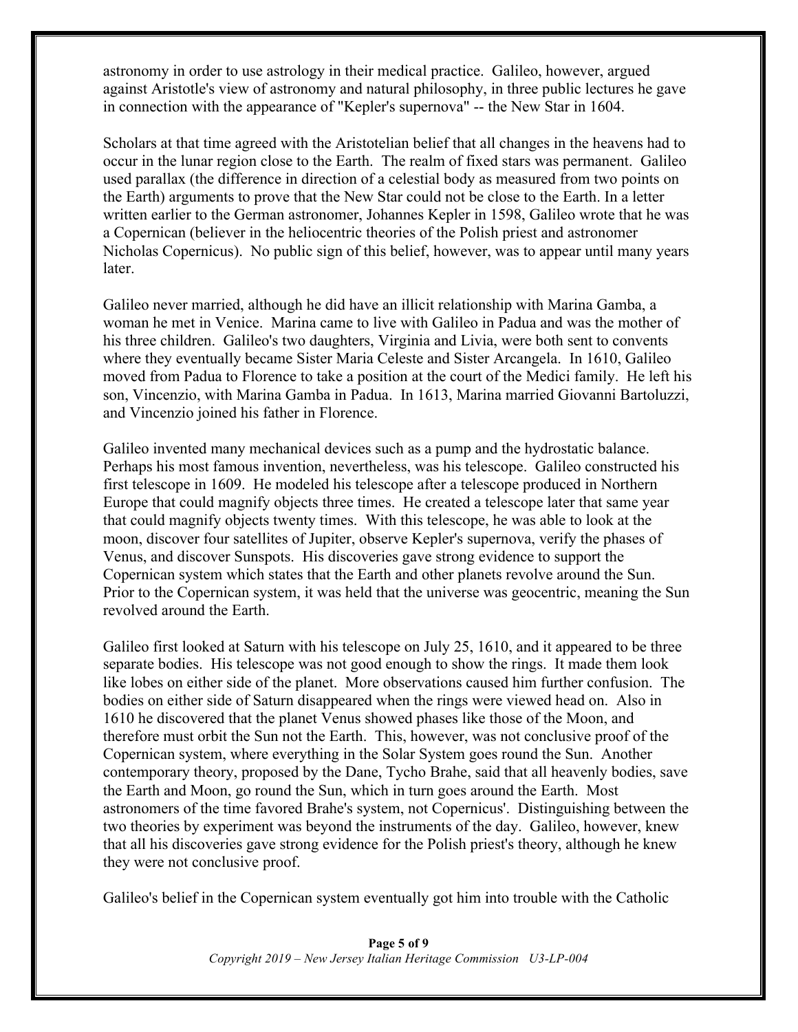astronomy in order to use astrology in their medical practice. Galileo, however, argued against Aristotle's view of astronomy and natural philosophy, in three public lectures he gave in connection with the appearance of "Kepler's supernova" -- the New Star in 1604.

Scholars at that time agreed with the Aristotelian belief that all changes in the heavens had to occur in the lunar region close to the Earth. The realm of fixed stars was permanent. Galileo used parallax (the difference in direction of a celestial body as measured from two points on the Earth) arguments to prove that the New Star could not be close to the Earth. In a letter written earlier to the German astronomer, Johannes Kepler in 1598, Galileo wrote that he was a Copernican (believer in the heliocentric theories of the Polish priest and astronomer Nicholas Copernicus). No public sign of this belief, however, was to appear until many years later.

Galileo never married, although he did have an illicit relationship with Marina Gamba, a woman he met in Venice. Marina came to live with Galileo in Padua and was the mother of his three children. Galileo's two daughters, Virginia and Livia, were both sent to convents where they eventually became Sister Maria Celeste and Sister Arcangela. In 1610, Galileo moved from Padua to Florence to take a position at the court of the Medici family. He left his son, Vincenzio, with Marina Gamba in Padua. In 1613, Marina married Giovanni Bartoluzzi, and Vincenzio joined his father in Florence.

Galileo invented many mechanical devices such as a pump and the hydrostatic balance. Perhaps his most famous invention, nevertheless, was his telescope. Galileo constructed his first telescope in 1609. He modeled his telescope after a telescope produced in Northern Europe that could magnify objects three times. He created a telescope later that same year that could magnify objects twenty times. With this telescope, he was able to look at the moon, discover four satellites of Jupiter, observe Kepler's supernova, verify the phases of Venus, and discover Sunspots. His discoveries gave strong evidence to support the Copernican system which states that the Earth and other planets revolve around the Sun. Prior to the Copernican system, it was held that the universe was geocentric, meaning the Sun revolved around the Earth.

Galileo first looked at Saturn with his telescope on July 25, 1610, and it appeared to be three separate bodies. His telescope was not good enough to show the rings. It made them look like lobes on either side of the planet. More observations caused him further confusion. The bodies on either side of Saturn disappeared when the rings were viewed head on. Also in 1610 he discovered that the planet Venus showed phases like those of the Moon, and therefore must orbit the Sun not the Earth. This, however, was not conclusive proof of the Copernican system, where everything in the Solar System goes round the Sun. Another contemporary theory, proposed by the Dane, Tycho Brahe, said that all heavenly bodies, save the Earth and Moon, go round the Sun, which in turn goes around the Earth. Most astronomers of the time favored Brahe's system, not Copernicus'. Distinguishing between the two theories by experiment was beyond the instruments of the day. Galileo, however, knew that all his discoveries gave strong evidence for the Polish priest's theory, although he knew they were not conclusive proof.

Galileo's belief in the Copernican system eventually got him into trouble with the Catholic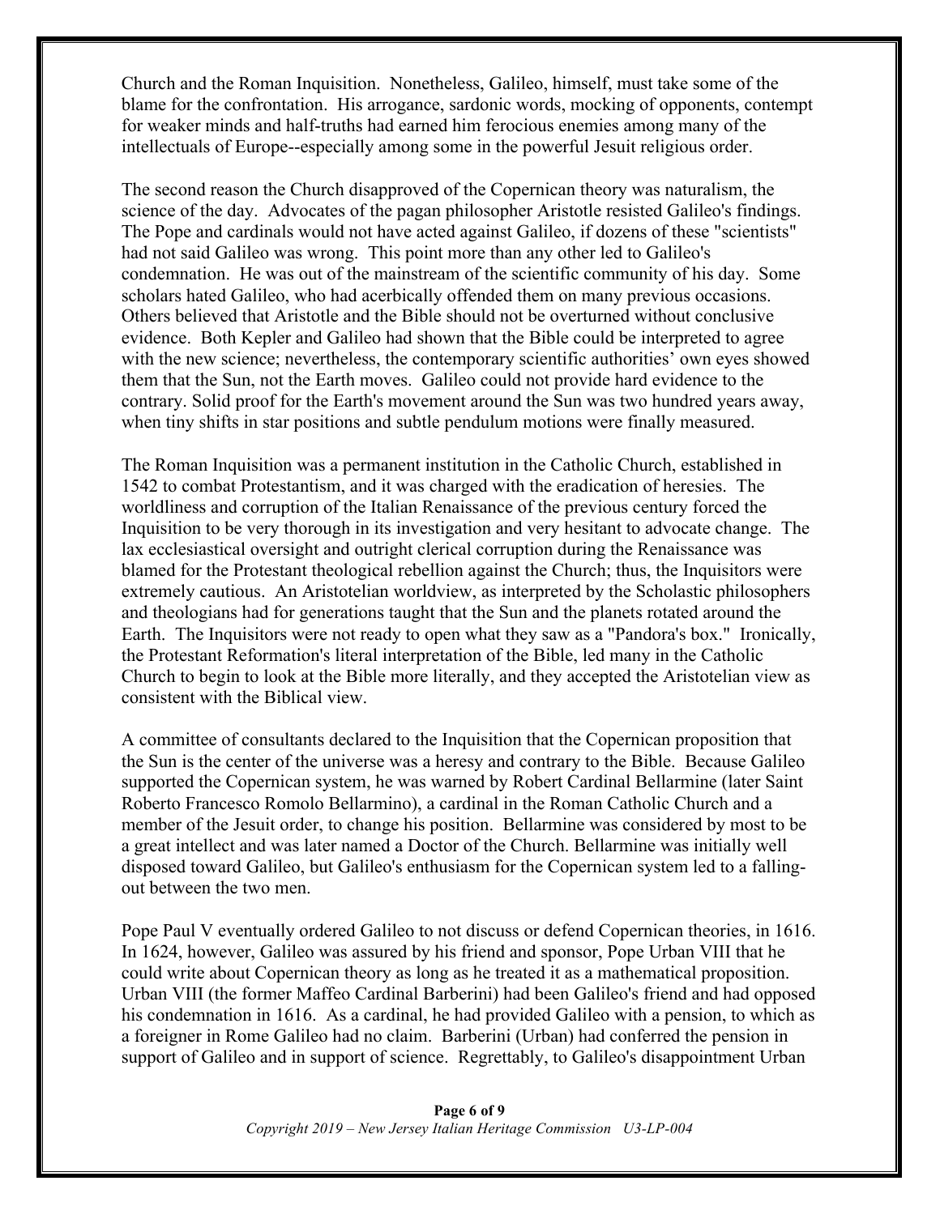Church and the Roman Inquisition. Nonetheless, Galileo, himself, must take some of the blame for the confrontation. His arrogance, sardonic words, mocking of opponents, contempt for weaker minds and half-truths had earned him ferocious enemies among many of the intellectuals of Europe--especially among some in the powerful Jesuit religious order.

The second reason the Church disapproved of the Copernican theory was naturalism, the science of the day. Advocates of the pagan philosopher Aristotle resisted Galileo's findings. The Pope and cardinals would not have acted against Galileo, if dozens of these "scientists" had not said Galileo was wrong. This point more than any other led to Galileo's condemnation. He was out of the mainstream of the scientific community of his day. Some scholars hated Galileo, who had acerbically offended them on many previous occasions. Others believed that Aristotle and the Bible should not be overturned without conclusive evidence. Both Kepler and Galileo had shown that the Bible could be interpreted to agree with the new science; nevertheless, the contemporary scientific authorities' own eyes showed them that the Sun, not the Earth moves. Galileo could not provide hard evidence to the contrary. Solid proof for the Earth's movement around the Sun was two hundred years away, when tiny shifts in star positions and subtle pendulum motions were finally measured.

The Roman Inquisition was a permanent institution in the Catholic Church, established in 1542 to combat Protestantism, and it was charged with the eradication of heresies. The worldliness and corruption of the Italian Renaissance of the previous century forced the Inquisition to be very thorough in its investigation and very hesitant to advocate change. The lax ecclesiastical oversight and outright clerical corruption during the Renaissance was blamed for the Protestant theological rebellion against the Church; thus, the Inquisitors were extremely cautious. An Aristotelian worldview, as interpreted by the Scholastic philosophers and theologians had for generations taught that the Sun and the planets rotated around the Earth. The Inquisitors were not ready to open what they saw as a "Pandora's box." Ironically, the Protestant Reformation's literal interpretation of the Bible, led many in the Catholic Church to begin to look at the Bible more literally, and they accepted the Aristotelian view as consistent with the Biblical view.

A committee of consultants declared to the Inquisition that the Copernican proposition that the Sun is the center of the universe was a heresy and contrary to the Bible. Because Galileo supported the Copernican system, he was warned by Robert Cardinal Bellarmine (later Saint Roberto Francesco Romolo Bellarmino), a cardinal in the Roman Catholic Church and a member of the Jesuit order, to change his position. Bellarmine was considered by most to be a great intellect and was later named a Doctor of the Church. Bellarmine was initially well disposed toward Galileo, but Galileo's enthusiasm for the Copernican system led to a falling-out between the two men.

Pope Paul V eventually ordered Galileo to not discuss or defend Copernican theories, in 1616. In 1624, however, Galileo was assured by his friend and sponsor, Pope Urban VIII that he could write about Copernican theory as long as he treated it as a mathematical proposition. Urban VIII (the former Maffeo Cardinal Barberini) had been Galileo's friend and had opposed his condemnation in 1616. As a cardinal, he had provided Galileo with a pension, to which as a foreigner in Rome Galileo had no claim. Barberini (Urban) had conferred the pension in support of Galileo and in support of science. Regrettably, to Galileo's disappointment Urban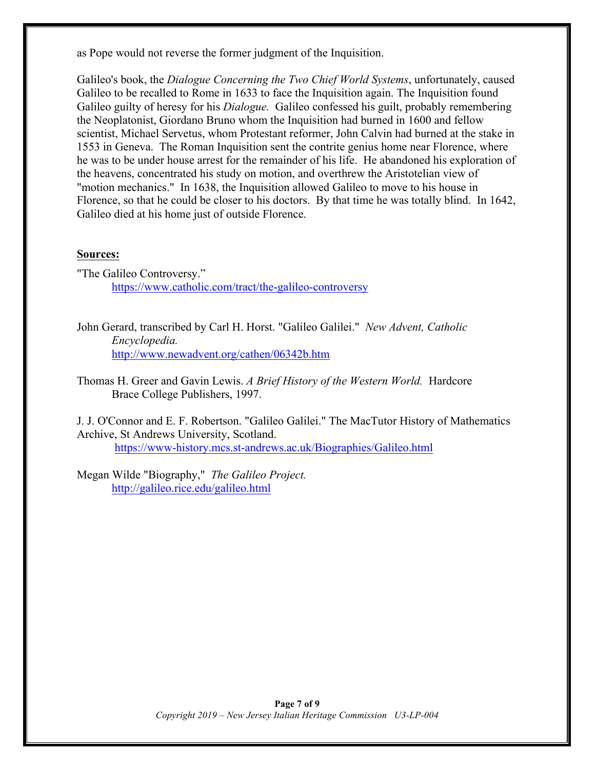as Pope would not reverse the former judgment of the Inquisition.

Galileo's book, the *Dialogue Concerning the Two Chief World Systems*, unfortunately, caused Galileo to be recalled to Rome in 1633 to face the Inquisition again. The Inquisition found Galileo guilty of heresy for his *Dialogue.* Galileo confessed his guilt, probably remembering the Neoplatonist, Giordano Bruno whom the Inquisition had burned in 1600 and fellow scientist, Michael Servetus, whom Protestant reformer, John Calvin had burned at the stake in 1553 in Geneva. The Roman Inquisition sent the contrite genius home near Florence, where he was to be under house arrest for the remainder of his life. He abandoned his exploration of the heavens, concentrated his study on motion, and overthrew the Aristotelian view of "motion mechanics." In 1638, the Inquisition allowed Galileo to move to his house in Florence, so that he could be closer to his doctors. By that time he was totally blind. In 1642, Galileo died at his home just of outside Florence.

**Sources:**

"The Galileo Controversy."
https://www.catholic.com/tract/the-galileo-controversy

John Gerard, transcribed by Carl H. Horst. "Galileo Galilei." *New Advent, Catholic Encyclopedia.*
http://www.newadvent.org/cathen/06342b.htm

Thomas H. Greer and Gavin Lewis. *A Brief History of the Western World.* Hardcore Brace College Publishers, 1997.

J. J. O'Connor and E. F. Robertson. "Galileo Galilei." The MacTutor History of Mathematics Archive, St Andrews University, Scotland.
https://www-history.mcs.st-andrews.ac.uk/Biographies/Galileo.html

Megan Wilde "Biography," *The Galileo Project.*
http://galileo.rice.edu/galileo.html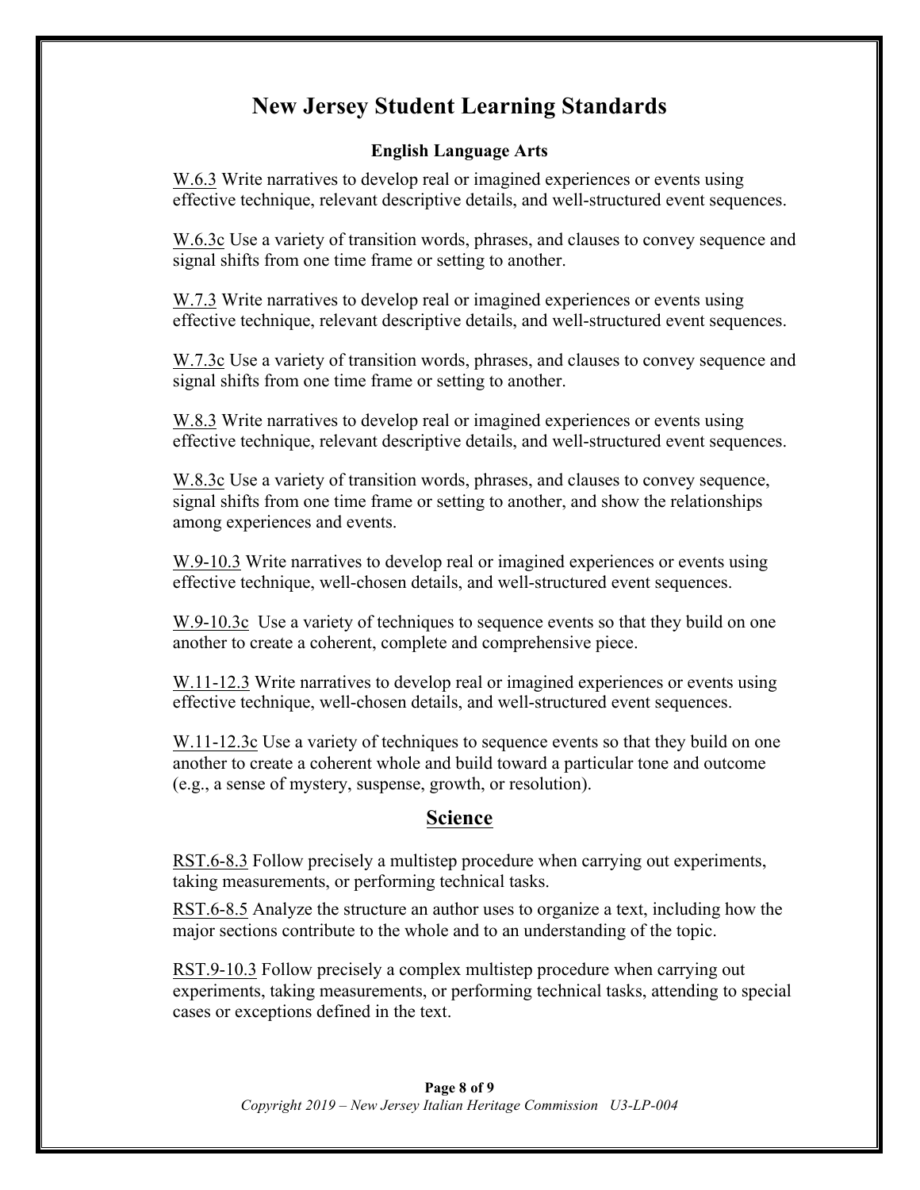# New Jersey Student Learning Standards

### English Language Arts

W.6.3 Write narratives to develop real or imagined experiences or events using effective technique, relevant descriptive details, and well-structured event sequences.

W.6.3c Use a variety of transition words, phrases, and clauses to convey sequence and signal shifts from one time frame or setting to another.

W.7.3 Write narratives to develop real or imagined experiences or events using effective technique, relevant descriptive details, and well-structured event sequences.

W.7.3c Use a variety of transition words, phrases, and clauses to convey sequence and signal shifts from one time frame or setting to another.

W.8.3 Write narratives to develop real or imagined experiences or events using effective technique, relevant descriptive details, and well-structured event sequences.

W.8.3c Use a variety of transition words, phrases, and clauses to convey sequence, signal shifts from one time frame or setting to another, and show the relationships among experiences and events.

W.9-10.3 Write narratives to develop real or imagined experiences or events using effective technique, well-chosen details, and well-structured event sequences.

W.9-10.3c Use a variety of techniques to sequence events so that they build on one another to create a coherent, complete and comprehensive piece.

W.11-12.3 Write narratives to develop real or imagined experiences or events using effective technique, well-chosen details, and well-structured event sequences.

W.11-12.3c Use a variety of techniques to sequence events so that they build on one another to create a coherent whole and build toward a particular tone and outcome (e.g., a sense of mystery, suspense, growth, or resolution).

## Science

RST.6-8.3 Follow precisely a multistep procedure when carrying out experiments, taking measurements, or performing technical tasks.

RST.6-8.5 Analyze the structure an author uses to organize a text, including how the major sections contribute to the whole and to an understanding of the topic.

RST.9-10.3 Follow precisely a complex multistep procedure when carrying out experiments, taking measurements, or performing technical tasks, attending to special cases or exceptions defined in the text.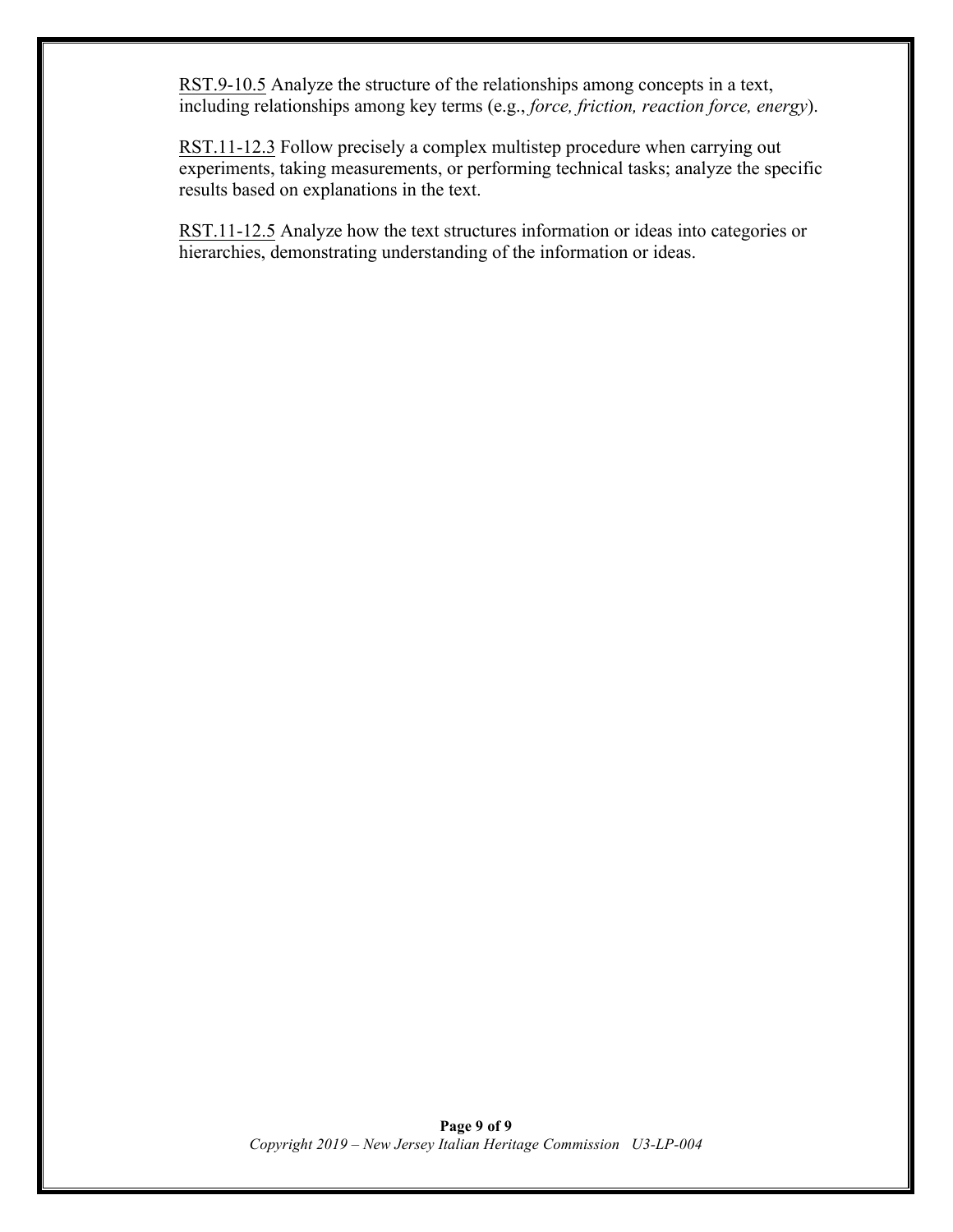RST.9-10.5 Analyze the structure of the relationships among concepts in a text, including relationships among key terms (e.g., *force, friction, reaction force, energy*).

RST.11-12.3 Follow precisely a complex multistep procedure when carrying out experiments, taking measurements, or performing technical tasks; analyze the specific results based on explanations in the text.

RST.11-12.5 Analyze how the text structures information or ideas into categories or hierarchies, demonstrating understanding of the information or ideas.